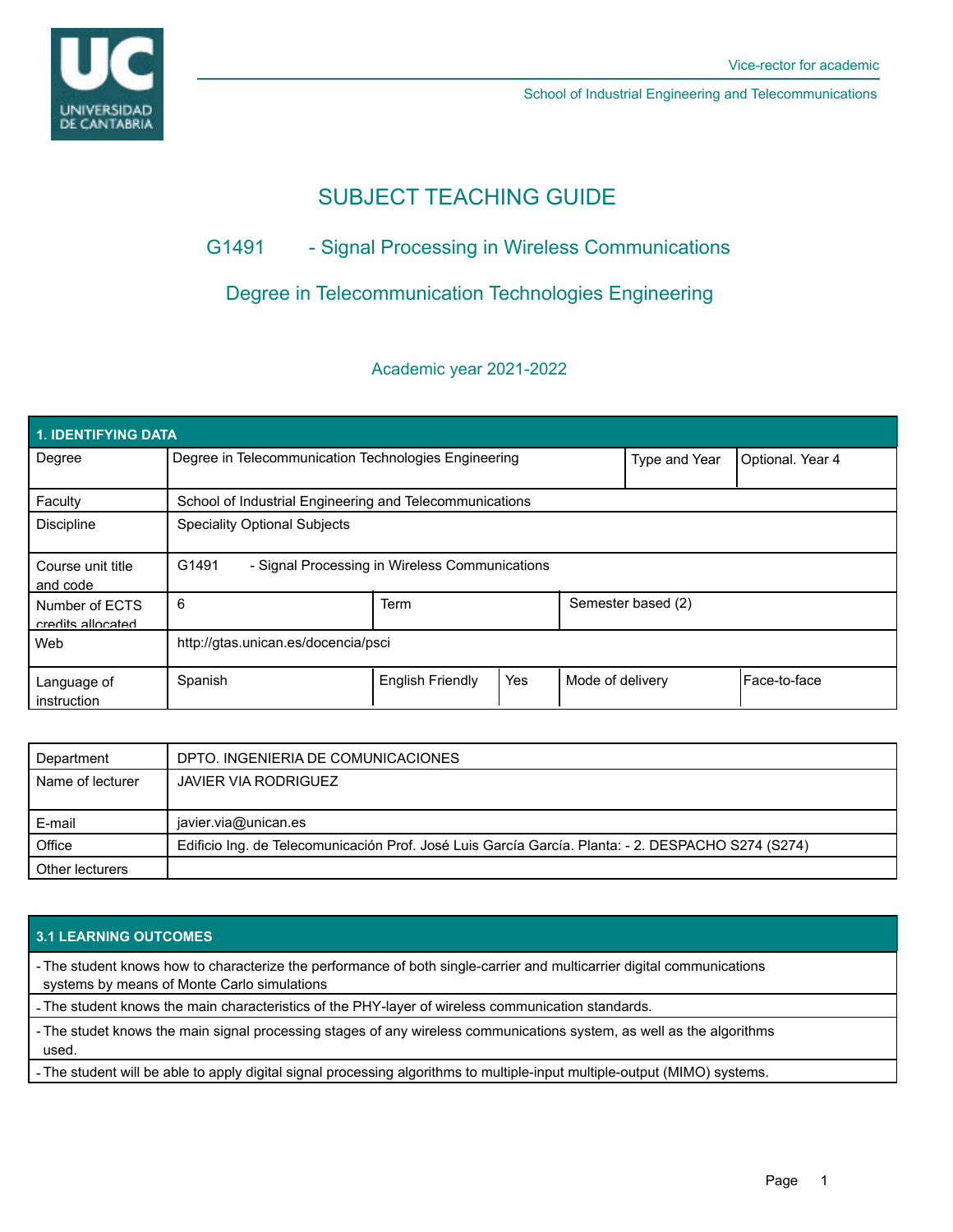Vice-rector for academic

School of Industrial Engineering and Telecommunications

# SUBJECT TEACHING GUIDE

## G1491 - Signal Processing in Wireless Communications

## Degree in Telecommunication Technologies Engineering

### Academic year 2021-2022

| 1. IDENTIFYING DATA | | | | | |
|---|---|---|---|---|---|
| Degree | Degree in Telecommunication Technologies Engineering | | | Type and Year | Optional. Year 4 |
| Faculty | School of Industrial Engineering and Telecommunications | | | | |
| Discipline | Speciality Optional Subjects | | | | |
| Course unit title and code | G1491 - Signal Processing in Wireless Communications | | | | |
| Number of ECTS credits allocated | 6 | Term | | Semester based (2) | |
| Web | http://gtas.unican.es/docencia/psci | | | | |
| Language of instruction | Spanish | English Friendly | Yes | Mode of delivery | Face-to-face |

| Department | DPTO. INGENIERIA DE COMUNICACIONES |
|---|---|
| Name of lecturer | JAVIER VIA RODRIGUEZ |
| E-mail | javier.via@unican.es |
| Office | Edificio Ing. de Telecomunicación Prof. José Luis García García. Planta: - 2. DESPACHO S274 (S274) |
| Other lecturers | |

| 3.1 LEARNING OUTCOMES |
|---|
| - The student knows how to characterize the performance of both single-carrier and multicarrier digital communications systems by means of Monte Carlo simulations |
| - The student knows the main characteristics of the PHY-layer of wireless communication standards. |
| - The studet knows the main signal processing stages of any wireless communications system, as well as the algorithms used. |
| - The student will be able to apply digital signal processing algorithms to multiple-input multiple-output (MIMO) systems. |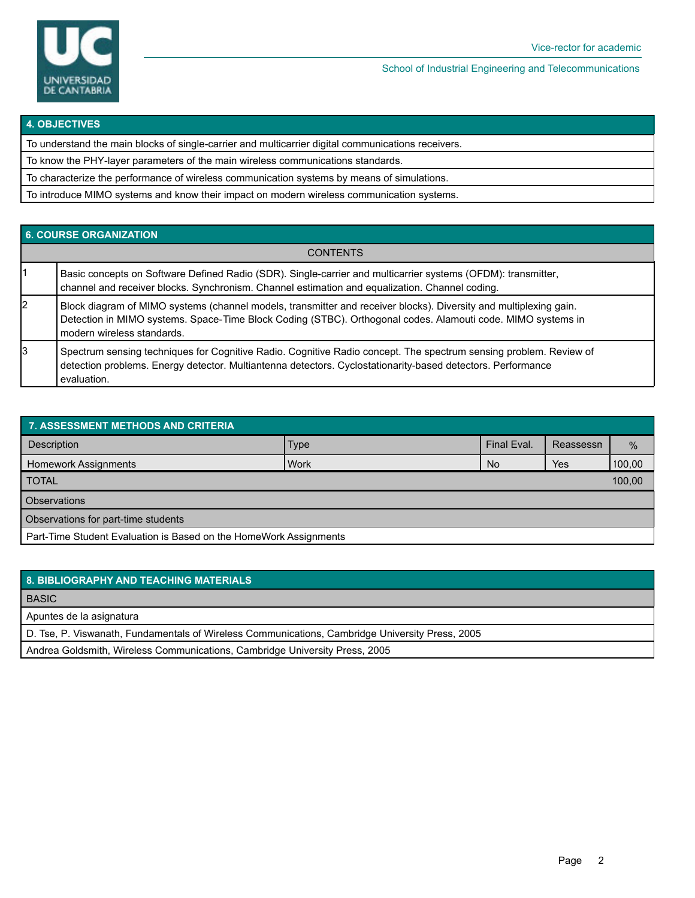## 4. OBJECTIVES

To understand the main blocks of single-carrier and multicarrier digital communications receivers.

To know the PHY-layer parameters of the main wireless communications standards.

To characterize the performance of wireless communication systems by means of simulations.

To introduce MIMO systems and know their impact on modern wireless communication systems.

## 6. COURSE ORGANIZATION

| CONTENTS | |
|---|---|
| 1 | Basic concepts on Software Defined Radio (SDR). Single-carrier and multicarrier systems (OFDM): transmitter, channel and receiver blocks. Synchronism. Channel estimation and equalization. Channel coding. |
| 2 | Block diagram of MIMO systems (channel models, transmitter and receiver blocks). Diversity and multiplexing gain. Detection in MIMO systems. Space-Time Block Coding (STBC). Orthogonal codes. Alamouti code. MIMO systems in modern wireless standards. |
| 3 | Spectrum sensing techniques for Cognitive Radio. Cognitive Radio concept. The spectrum sensing problem. Review of detection problems. Energy detector. Multiantenna detectors. Cyclostationarity-based detectors. Performance evaluation. |

## 7. ASSESSMENT METHODS AND CRITERIA

| Description | Type | Final Eval. | Reassessn | % |
|---|---|---|---|---|
| Homework Assignments | Work | No | Yes | 100,00 |
| TOTAL | | | | 100,00 |

Observations

Observations for part-time students

Part-Time Student Evaluation is Based on the HomeWork Assignments

## 8. BIBLIOGRAPHY AND TEACHING MATERIALS

BASIC

Apuntes de la asignatura

D. Tse, P. Viswanath, Fundamentals of Wireless Communications, Cambridge University Press, 2005

Andrea Goldsmith, Wireless Communications, Cambridge University Press, 2005